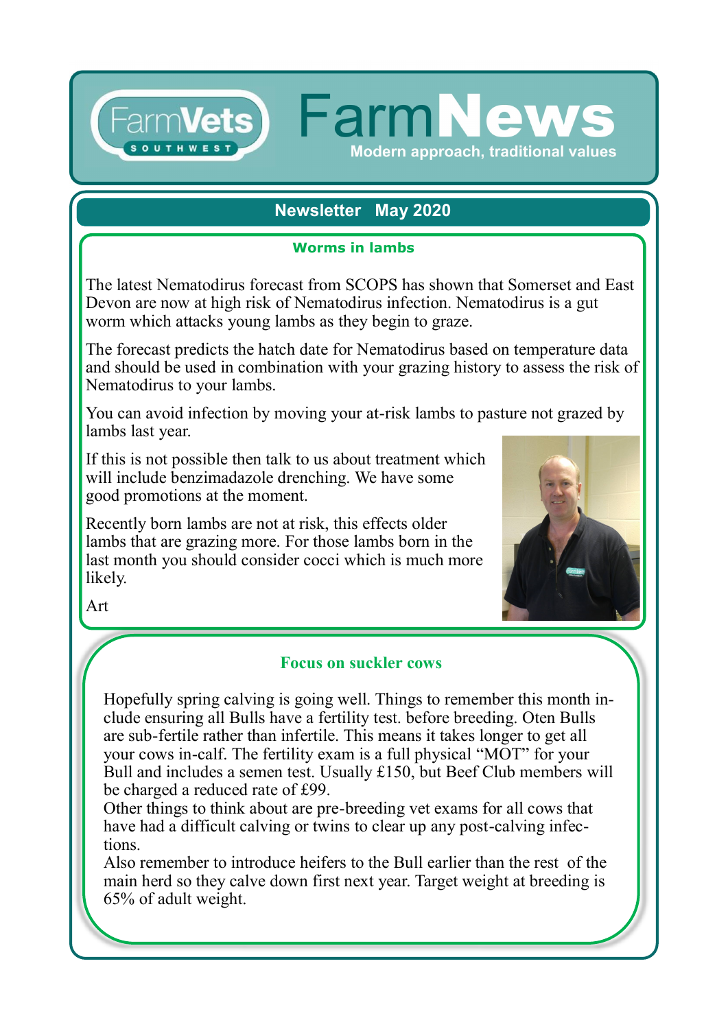# FarmNews

FarmVets SOUTHWEST

Modern approach, traditional values

## Newsletter May 2020

### Worms in lambs

The latest Nematodirus forecast from SCOPS has shown that Somerset and East Devon are now at high risk of Nematodirus infection. Nematodirus is a gut worm which attacks young lambs as they begin to graze.

The forecast predicts the hatch date for Nematodirus based on temperature data and should be used in combination with your grazing history to assess the risk of Nematodirus to your lambs.

You can avoid infection by moving your at-risk lambs to pasture not grazed by lambs last year.

If this is not possible then talk to us about treatment which will include benzimadazole drenching. We have some good promotions at the moment.

Recently born lambs are not at risk, this effects older lambs that are grazing more. For those lambs born in the last month you should consider cocci which is much more likely.

Art

### Focus on suckler cows

Hopefully spring calving is going well. Things to remember this month include ensuring all Bulls have a fertility test. before breeding. Oten Bulls are sub-fertile rather than infertile. This means it takes longer to get all your cows in-calf. The fertility exam is a full physical "MOT" for your Bull and includes a semen test. Usually £150, but Beef Club members will be charged a reduced rate of £99.

Other things to think about are pre-breeding vet exams for all cows that have had a difficult calving or twins to clear up any post-calving infections.

Also remember to introduce heifers to the Bull earlier than the rest of the main herd so they calve down first next year. Target weight at breeding is 65% of adult weight.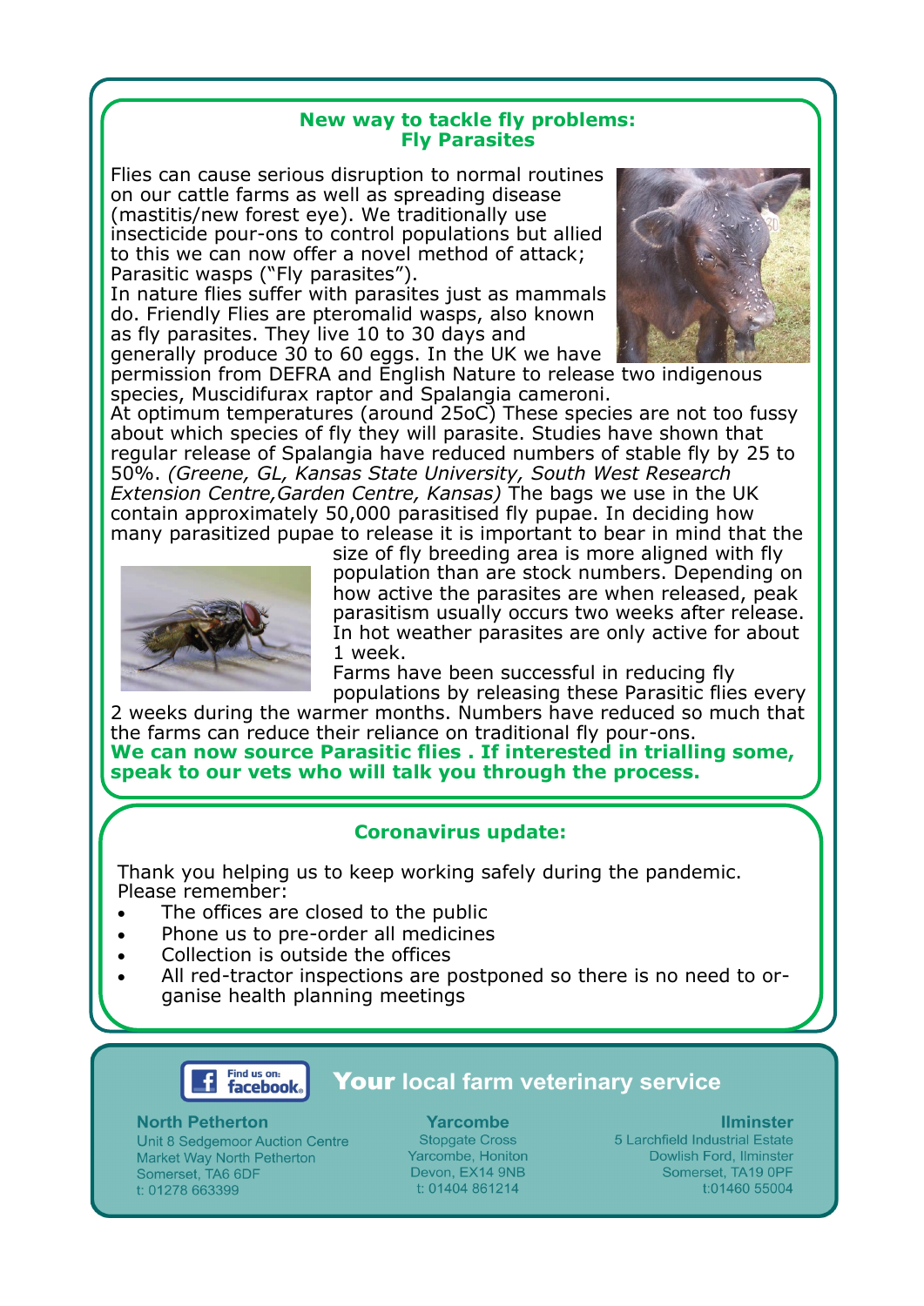## New way to tackle fly problems: Fly Parasites

Flies can cause serious disruption to normal routines on our cattle farms as well as spreading disease (mastitis/new forest eye). We traditionally use insecticide pour-ons to control populations but allied to this we can now offer a novel method of attack; Parasitic wasps ("Fly parasites").

In nature flies suffer with parasites just as mammals do. Friendly Flies are pteromalid wasps, also known as fly parasites. They live 10 to 30 days and generally produce 30 to 60 eggs. In the UK we have permission from DEFRA and English Nature to release two indigenous species, Muscidifurax raptor and Spalangia cameroni.

At optimum temperatures (around 25oC) These species are not too fussy about which species of fly they will parasite. Studies have shown that regular release of Spalangia have reduced numbers of stable fly by 25 to 50%. *(Greene, GL, Kansas State University, South West Research Extension Centre,Garden Centre, Kansas)* The bags we use in the UK contain approximately 50,000 parasitised fly pupae. In deciding how many parasitized pupae to release it is important to bear in mind that the size of fly breeding area is more aligned with fly population than are stock numbers. Depending on how active the parasites are when released, peak parasitism usually occurs two weeks after release. In hot weather parasites are only active for about 1 week.

Farms have been successful in reducing fly populations by releasing these Parasitic flies every 2 weeks during the warmer months. Numbers have reduced so much that the farms can reduce their reliance on traditional fly pour-ons.

**We can now source Parasitic flies . If interested in trialling some, speak to our vets who will talk you through the process.**

## Coronavirus update:

Thank you helping us to keep working safely during the pandemic. Please remember:

- The offices are closed to the public
- Phone us to pre-order all medicines
- Collection is outside the offices
- All red-tractor inspections are postponed so there is no need to organise health planning meetings

Find us on: facebook

**Your local farm veterinary service**

**North Petherton**
Unit 8 Sedgemoor Auction Centre
Market Way North Petherton
Somerset, TA6 6DF
t: 01278 663399

**Yarcombe**
Stopgate Cross
Yarcombe, Honiton
Devon, EX14 9NB
t: 01404 861214

**Ilminster**
5 Larchfield Industrial Estate
Dowlish Ford, Ilminster
Somerset, TA19 0PF
t:01460 55004